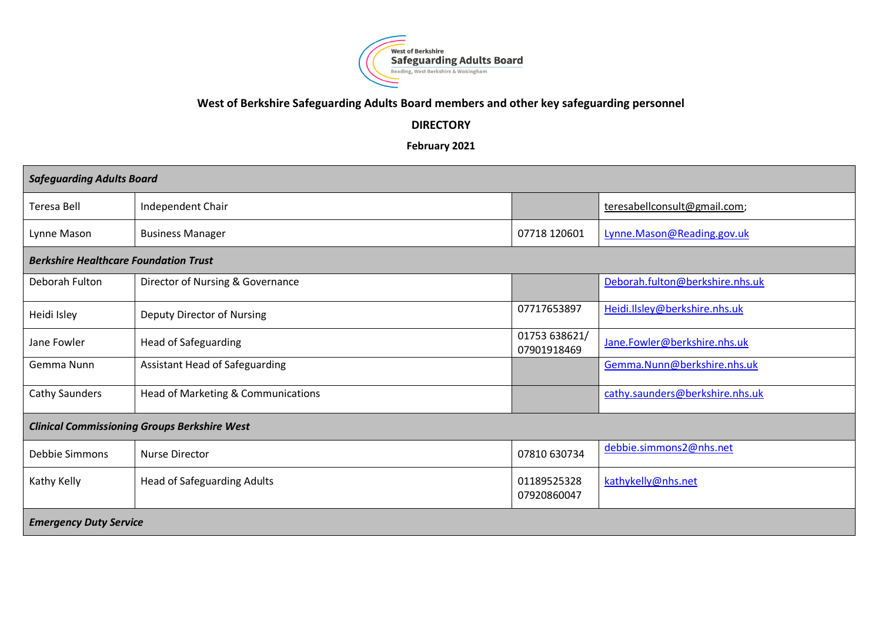West of Berkshire Safeguarding Adults Board
Reading, West Berkshire & Wokingham

**West of Berkshire Safeguarding Adults Board members and other key safeguarding personnel**

**DIRECTORY**

**February 2021**

| ***Safeguarding Adults Board*** | | | |
|---|---|---|---|
| Teresa Bell | Independent Chair | | teresabellconsult@gmail.com; |
| Lynne Mason | Business Manager | 07718 120601 | Lynne.Mason@Reading.gov.uk |
| ***Berkshire Healthcare Foundation Trust*** | | | |
| Deborah Fulton | Director of Nursing & Governance | | Deborah.fulton@berkshire.nhs.uk |
| Heidi Isley | Deputy Director of Nursing | 07717653897 | Heidi.Ilsley@berkshire.nhs.uk |
| Jane Fowler | Head of Safeguarding | 01753 638621/ 07901918469 | Jane.Fowler@berkshire.nhs.uk |
| Gemma Nunn | Assistant Head of Safeguarding | | Gemma.Nunn@berkshire.nhs.uk |
| Cathy Saunders | Head of Marketing & Communications | | cathy.saunders@berkshire.nhs.uk |
| ***Clinical Commissioning Groups Berkshire West*** | | | |
| Debbie Simmons | Nurse Director | 07810 630734 | debbie.simmons2@nhs.net |
| Kathy Kelly | Head of Safeguarding Adults | 01189525328 07920860047 | kathykelly@nhs.net |
| ***Emergency Duty Service*** | | | |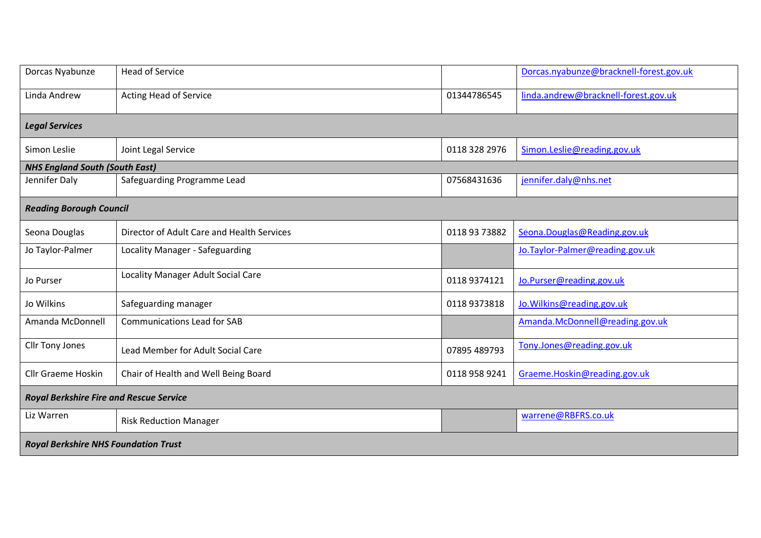| | | | |
|---|---|---|---|
| Dorcas Nyabunze | Head of Service | | Dorcas.nyabunze@bracknell-forest.gov.uk |
| Linda Andrew | Acting Head of Service | 01344786545 | linda.andrew@bracknell-forest.gov.uk |
| ***Legal Services*** | | | |
| Simon Leslie | Joint Legal Service | 0118 328 2976 | Simon.Leslie@reading.gov.uk |
| ***NHS England South (South East)*** | | | |
| Jennifer Daly | Safeguarding Programme Lead | 07568431636 | jennifer.daly@nhs.net |
| ***Reading Borough Council*** | | | |
| Seona Douglas | Director of Adult Care and Health Services | 0118 93 73882 | Seona.Douglas@Reading.gov.uk |
| Jo Taylor-Palmer | Locality Manager - Safeguarding | | Jo.Taylor-Palmer@reading.gov.uk |
| Jo Purser | Locality Manager Adult Social Care | 0118 9374121 | Jo.Purser@reading.gov.uk |
| Jo Wilkins | Safeguarding manager | 0118 9373818 | Jo.Wilkins@reading.gov.uk |
| Amanda McDonnell | Communications Lead for SAB | | Amanda.McDonnell@reading.gov.uk |
| Cllr Tony Jones | Lead Member for Adult Social Care | 07895 489793 | Tony.Jones@reading.gov.uk |
| Cllr Graeme Hoskin | Chair of Health and Well Being Board | 0118 958 9241 | Graeme.Hoskin@reading.gov.uk |
| ***Royal Berkshire Fire and Rescue Service*** | | | |
| Liz Warren | Risk Reduction Manager | | warrene@RBFRS.co.uk |
| ***Royal Berkshire NHS Foundation Trust*** | | | |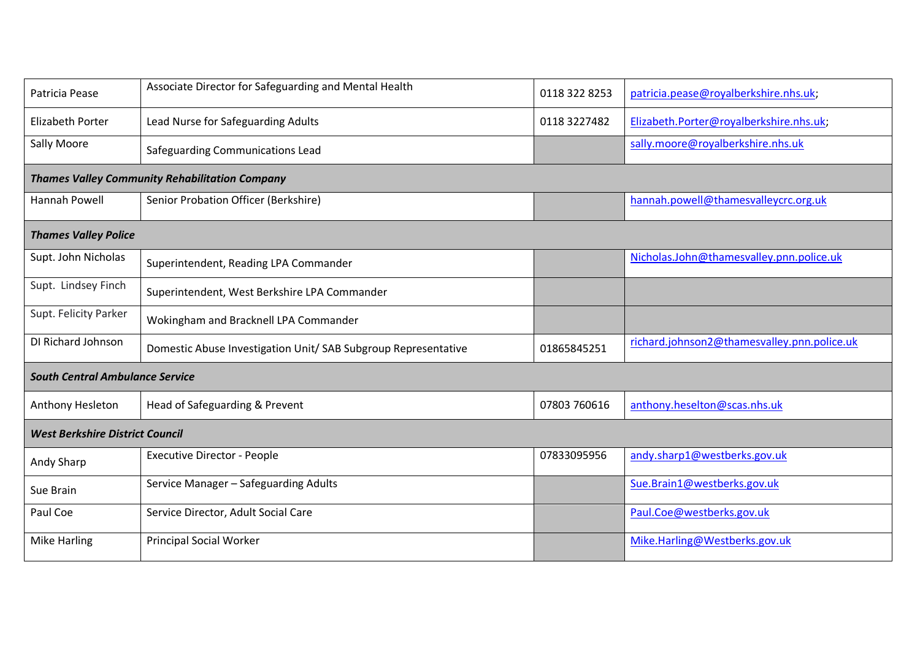| | | | |
|---|---|---|---|
| Patricia Pease | Associate Director for Safeguarding and Mental Health | 0118 322 8253 | patricia.pease@royalberkshire.nhs.uk; |
| Elizabeth Porter | Lead Nurse for Safeguarding Adults | 0118 3227482 | Elizabeth.Porter@royalberkshire.nhs.uk; |
| Sally Moore | Safeguarding Communications Lead | | sally.moore@royalberkshire.nhs.uk |
| ***Thames Valley Community Rehabilitation Company*** | | | |
| Hannah Powell | Senior Probation Officer (Berkshire) | | hannah.powell@thamesvalleycrc.org.uk |
| ***Thames Valley Police*** | | | |
| Supt. John Nicholas | Superintendent, Reading LPA Commander | | Nicholas.John@thamesvalley.pnn.police.uk |
| Supt. Lindsey Finch | Superintendent, West Berkshire LPA Commander | | |
| Supt. Felicity Parker | Wokingham and Bracknell LPA Commander | | |
| DI Richard Johnson | Domestic Abuse Investigation Unit/ SAB Subgroup Representative | 01865845251 | richard.johnson2@thamesvalley.pnn.police.uk |
| ***South Central Ambulance Service*** | | | |
| Anthony Hesleton | Head of Safeguarding & Prevent | 07803 760616 | anthony.heselton@scas.nhs.uk |
| ***West Berkshire District Council*** | | | |
| Andy Sharp | Executive Director - People | 07833095956 | andy.sharp1@westberks.gov.uk |
| Sue Brain | Service Manager – Safeguarding Adults | | Sue.Brain1@westberks.gov.uk |
| Paul Coe | Service Director, Adult Social Care | | Paul.Coe@westberks.gov.uk |
| Mike Harling | Principal Social Worker | | Mike.Harling@Westberks.gov.uk |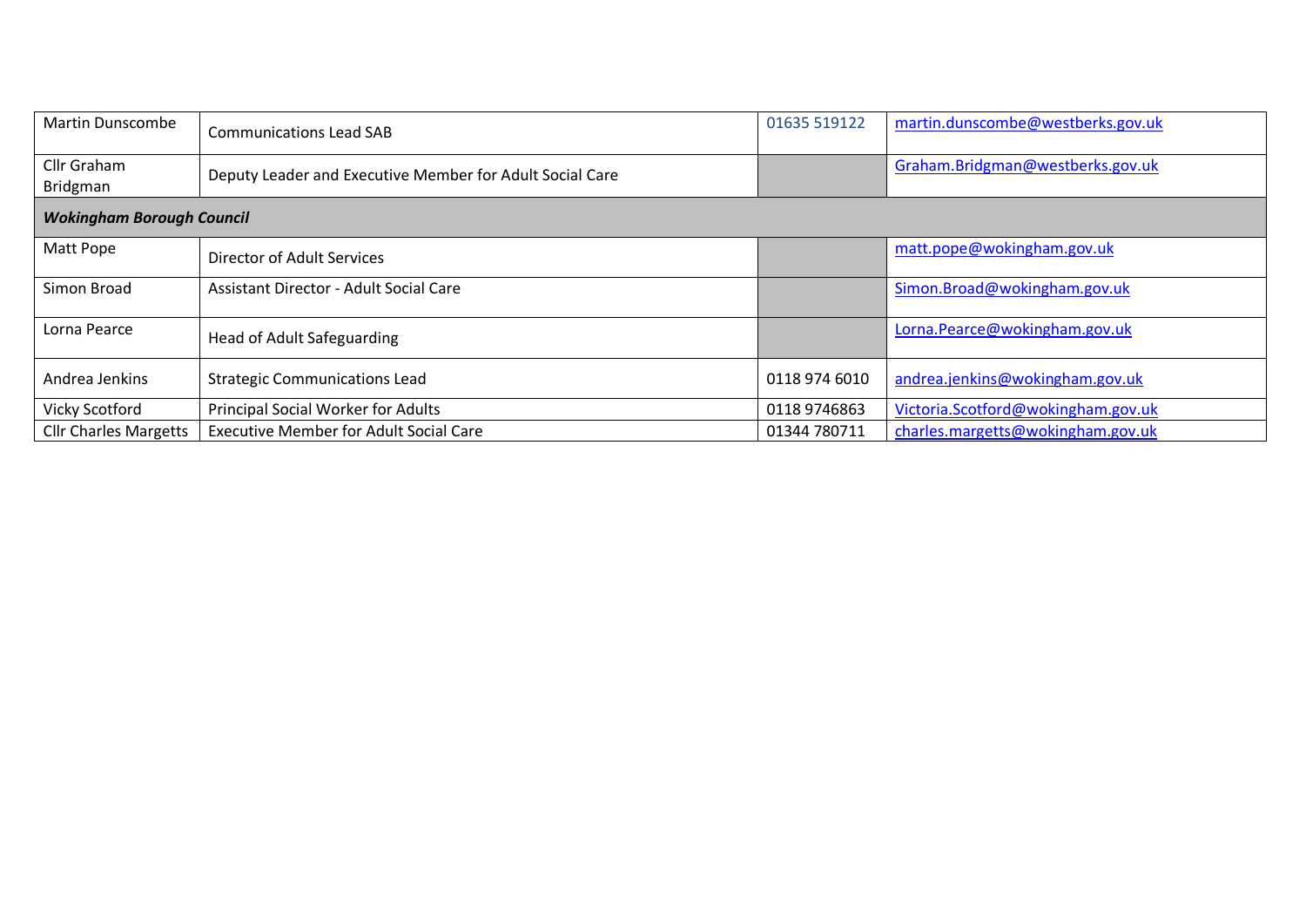| | | | |
|---|---|---|---|
| Martin Dunscombe | Communications Lead SAB | 01635 519122 | martin.dunscombe@westberks.gov.uk |
| Cllr Graham Bridgman | Deputy Leader and Executive Member for Adult Social Care | | Graham.Bridgman@westberks.gov.uk |
| ***Wokingham Borough Council*** | | | |
| Matt Pope | Director of Adult Services | | matt.pope@wokingham.gov.uk |
| Simon Broad | Assistant Director - Adult Social Care | | Simon.Broad@wokingham.gov.uk |
| Lorna Pearce | Head of Adult Safeguarding | | Lorna.Pearce@wokingham.gov.uk |
| Andrea Jenkins | Strategic Communications Lead | 0118 974 6010 | andrea.jenkins@wokingham.gov.uk |
| Vicky Scotford | Principal Social Worker for Adults | 0118 9746863 | Victoria.Scotford@wokingham.gov.uk |
| Cllr Charles Margetts | Executive Member for Adult Social Care | 01344 780711 | charles.margetts@wokingham.gov.uk |